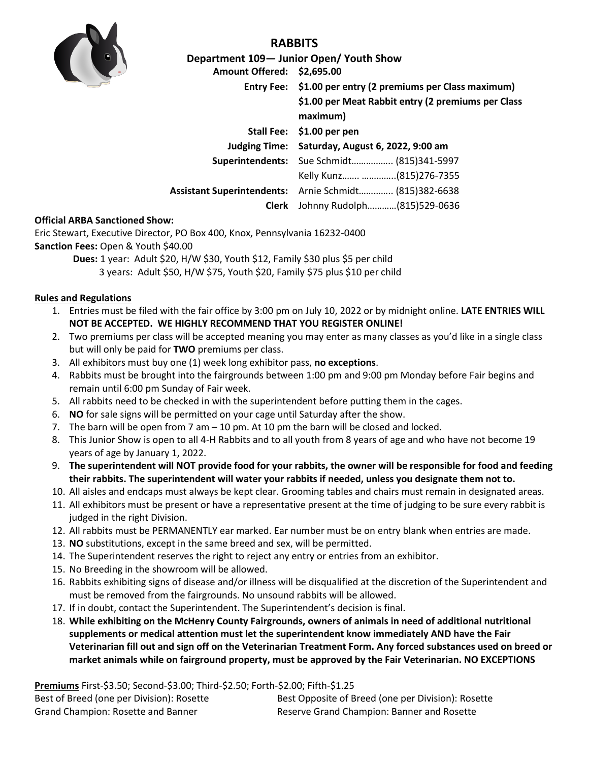# RABBITS

## Department 109— Junior Open/ Youth Show

| | |
|---|---|
| **Amount Offered:** | **$2,695.00** |
| **Entry Fee:** | **$1.00 per entry (2 premiums per Class maximum)** |
| | **$1.00 per Meat Rabbit entry (2 premiums per Class maximum)** |
| **Stall Fee:** | **$1.00 per pen** |
| **Judging Time:** | **Saturday, August 6, 2022, 9:00 am** |
| **Superintendents:** | Sue Schmidt…………….. (815)341-5997 |
| | Kelly Kunz……. ………….(815)276-7355 |
| **Assistant Superintendents:** | Arnie Schmidt………….. (815)382-6638 |
| **Clerk** | Johnny Rudolph…………(815)529-0636 |

**Official ARBA Sanctioned Show:**
Eric Stewart, Executive Director, PO Box 400, Knox, Pennsylvania 16232-0400
**Sanction Fees:** Open & Youth $40.00
**Dues:** 1 year: Adult $20, H/W $30, Youth $12, Family $30 plus $5 per child
3 years: Adult $50, H/W $75, Youth $20, Family $75 plus $10 per child

**Rules and Regulations**

1. Entries must be filed with the fair office by 3:00 pm on July 10, 2022 or by midnight online. **LATE ENTRIES WILL NOT BE ACCEPTED. WE HIGHLY RECOMMEND THAT YOU REGISTER ONLINE!**
2. Two premiums per class will be accepted meaning you may enter as many classes as you'd like in a single class but will only be paid for **TWO** premiums per class.
3. All exhibitors must buy one (1) week long exhibitor pass, **no exceptions**.
4. Rabbits must be brought into the fairgrounds between 1:00 pm and 9:00 pm Monday before Fair begins and remain until 6:00 pm Sunday of Fair week.
5. All rabbits need to be checked in with the superintendent before putting them in the cages.
6. **NO** for sale signs will be permitted on your cage until Saturday after the show.
7. The barn will be open from 7 am – 10 pm. At 10 pm the barn will be closed and locked.
8. This Junior Show is open to all 4-H Rabbits and to all youth from 8 years of age and who have not become 19 years of age by January 1, 2022.
9. **The superintendent will NOT provide food for your rabbits, the owner will be responsible for food and feeding their rabbits. The superintendent will water your rabbits if needed, unless you designate them not to.**
10. All aisles and endcaps must always be kept clear. Grooming tables and chairs must remain in designated areas.
11. All exhibitors must be present or have a representative present at the time of judging to be sure every rabbit is judged in the right Division.
12. All rabbits must be PERMANENTLY ear marked. Ear number must be on entry blank when entries are made.
13. **NO** substitutions, except in the same breed and sex, will be permitted.
14. The Superintendent reserves the right to reject any entry or entries from an exhibitor.
15. No Breeding in the showroom will be allowed.
16. Rabbits exhibiting signs of disease and/or illness will be disqualified at the discretion of the Superintendent and must be removed from the fairgrounds. No unsound rabbits will be allowed.
17. If in doubt, contact the Superintendent. The Superintendent's decision is final.
18. **While exhibiting on the McHenry County Fairgrounds, owners of animals in need of additional nutritional supplements or medical attention must let the superintendent know immediately AND have the Fair Veterinarian fill out and sign off on the Veterinarian Treatment Form. Any forced substances used on breed or market animals while on fairground property, must be approved by the Fair Veterinarian. NO EXCEPTIONS**

**Premiums** First-$3.50; Second-$3.00; Third-$2.50; Forth-$2.00; Fifth-$1.25

Best of Breed (one per Division): Rosette
Best Opposite of Breed (one per Division): Rosette
Grand Champion: Rosette and Banner
Reserve Grand Champion: Banner and Rosette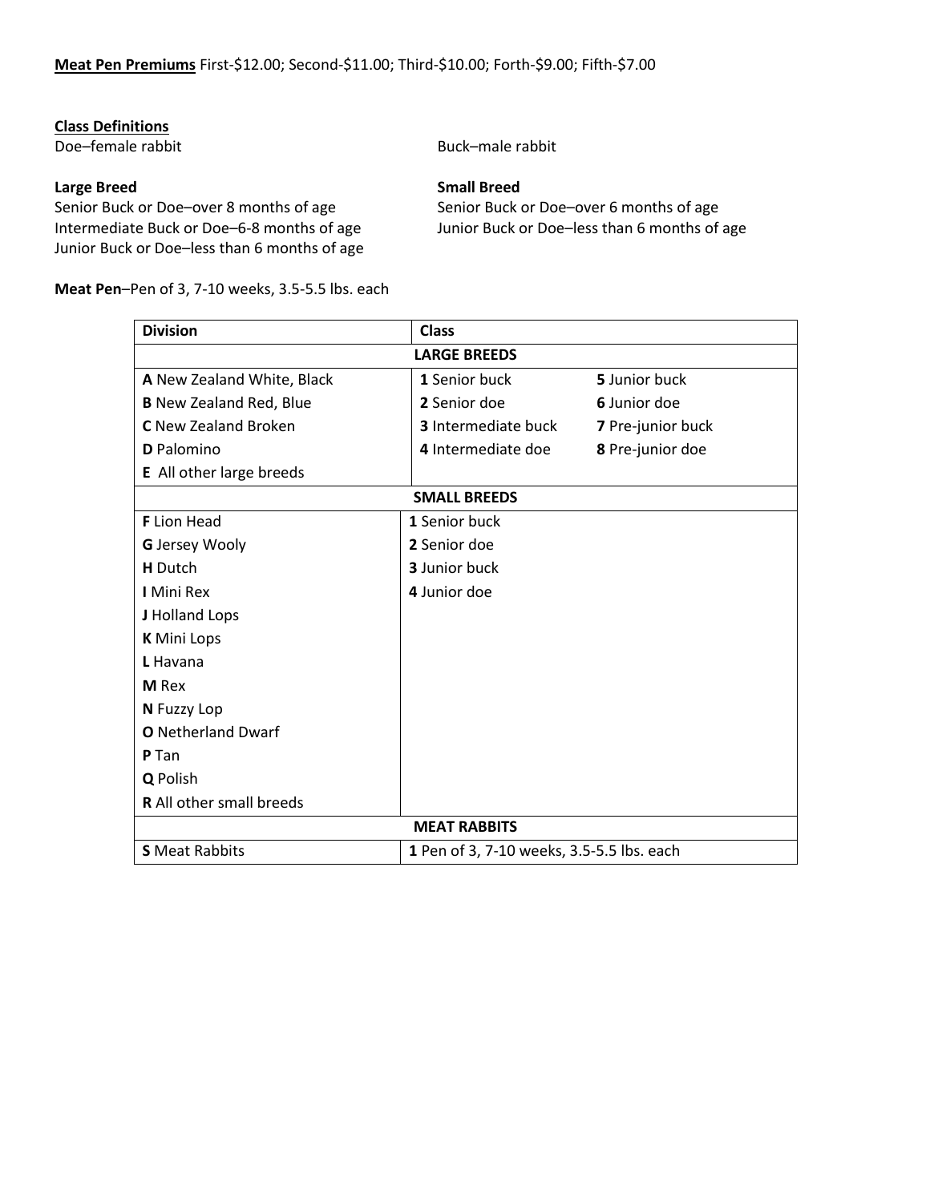**<u>Meat Pen Premiums</u>** First-$12.00; Second-$11.00; Third-$10.00; Forth-$9.00; Fifth-$7.00

**<u>Class Definitions</u>**

Doe–female rabbit

Buck–male rabbit

**Large Breed**

Senior Buck or Doe–over 8 months of age

Intermediate Buck or Doe–6-8 months of age

Junior Buck or Doe–less than 6 months of age

**Small Breed**

Senior Buck or Doe–over 6 months of age

Junior Buck or Doe–less than 6 months of age

**Meat Pen**–Pen of 3, 7-10 weeks, 3.5-5.5 lbs. each

| **Division** | **Class** | |
|---|---|---|
| | **LARGE BREEDS** | |
| **A** New Zealand White, Black | **1** Senior buck | **5** Junior buck |
| **B** New Zealand Red, Blue | **2** Senior doe | **6** Junior doe |
| **C** New Zealand Broken | **3** Intermediate buck | **7** Pre-junior buck |
| **D** Palomino | **4** Intermediate doe | **8** Pre-junior doe |
| **E** All other large breeds | | |
| | **SMALL BREEDS** | |
| **F** Lion Head | **1** Senior buck | |
| **G** Jersey Wooly | **2** Senior doe | |
| **H** Dutch | **3** Junior buck | |
| **I** Mini Rex | **4** Junior doe | |
| **J** Holland Lops | | |
| **K** Mini Lops | | |
| **L** Havana | | |
| **M** Rex | | |
| **N** Fuzzy Lop | | |
| **O** Netherland Dwarf | | |
| **P** Tan | | |
| **Q** Polish | | |
| **R** All other small breeds | | |
| | **MEAT RABBITS** | |
| **S** Meat Rabbits | **1** Pen of 3, 7-10 weeks, 3.5-5.5 lbs. each | |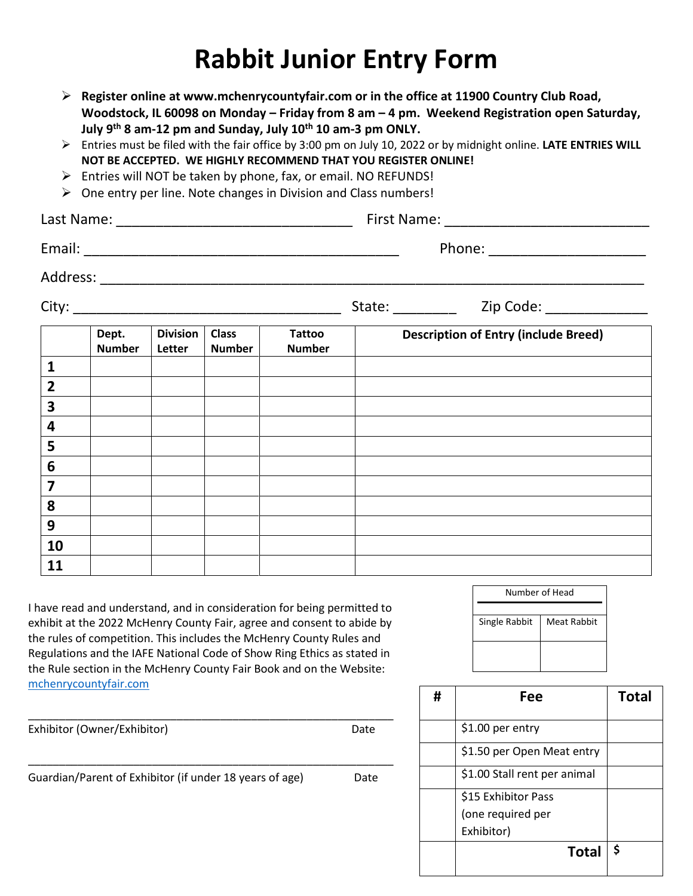# Rabbit Junior Entry Form

- **Register online at www.mchenrycountyfair.com or in the office at 11900 Country Club Road, Woodstock, IL 60098 on Monday – Friday from 8 am – 4 pm. Weekend Registration open Saturday, July 9th 8 am-12 pm and Sunday, July 10th 10 am-3 pm ONLY.**
- Entries must be filed with the fair office by 3:00 pm on July 10, 2022 or by midnight online. **LATE ENTRIES WILL NOT BE ACCEPTED. WE HIGHLY RECOMMEND THAT YOU REGISTER ONLINE!**
- Entries will NOT be taken by phone, fax, or email. NO REFUNDS!
- One entry per line. Note changes in Division and Class numbers!

Last Name: ______________________________ First Name: __________________________

Email: ________________________________________ Phone: ____________________

Address: ______________________________________________________________________

City: __________________________________ State: ________ Zip Code: _____________

| | Dept. Number | Division Letter | Class Number | Tattoo Number | Description of Entry (include Breed) |
|---|---|---|---|---|---|
| 1 | | | | | |
| 2 | | | | | |
| 3 | | | | | |
| 4 | | | | | |
| 5 | | | | | |
| 6 | | | | | |
| 7 | | | | | |
| 8 | | | | | |
| 9 | | | | | |
| 10 | | | | | |
| 11 | | | | | |

I have read and understand, and in consideration for being permitted to exhibit at the 2022 McHenry County Fair, agree and consent to abide by the rules of competition. This includes the McHenry County Rules and Regulations and the IAFE National Code of Show Ring Ethics as stated in the Rule section in the McHenry County Fair Book and on the Website: mchenrycountyfair.com

_____________________________________________________________

Exhibitor (Owner/Exhibitor) Date

_____________________________________________________________

Guardian/Parent of Exhibitor (if under 18 years of age) Date

| Number of Head | |
|---|---|
| Single Rabbit | Meat Rabbit |
| | |

| # | Fee | Total |
|---|---|---|
| | $1.00 per entry | |
| | $1.50 per Open Meat entry | |
| | $1.00 Stall rent per animal | |
| | $15 Exhibitor Pass (one required per Exhibitor) | |
| | **Total** | $ |